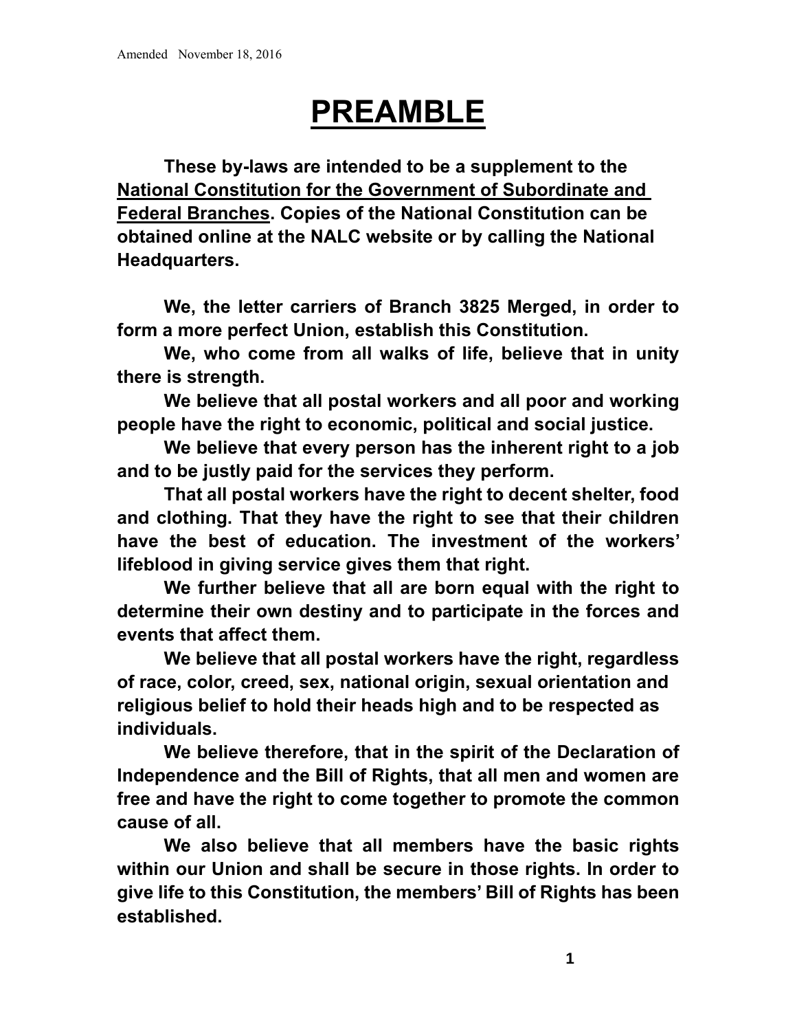Amended November 18, 2016

# PREAMBLE

**These by-laws are intended to be a supplement to the National Constitution for the Government of Subordinate and Federal Branches. Copies of the National Constitution can be obtained online at the NALC website or by calling the National Headquarters.**

**We, the letter carriers of Branch 3825 Merged, in order to form a more perfect Union, establish this Constitution.**

**We, who come from all walks of life, believe that in unity there is strength.**

**We believe that all postal workers and all poor and working people have the right to economic, political and social justice.**

**We believe that every person has the inherent right to a job and to be justly paid for the services they perform.**

**That all postal workers have the right to decent shelter, food and clothing. That they have the right to see that their children have the best of education. The investment of the workers' lifeblood in giving service gives them that right.**

**We further believe that all are born equal with the right to determine their own destiny and to participate in the forces and events that affect them.**

**We believe that all postal workers have the right, regardless of race, color, creed, sex, national origin, sexual orientation and religious belief to hold their heads high and to be respected as individuals.**

**We believe therefore, that in the spirit of the Declaration of Independence and the Bill of Rights, that all men and women are free and have the right to come together to promote the common cause of all.**

**We also believe that all members have the basic rights within our Union and shall be secure in those rights. In order to give life to this Constitution, the members' Bill of Rights has been established.**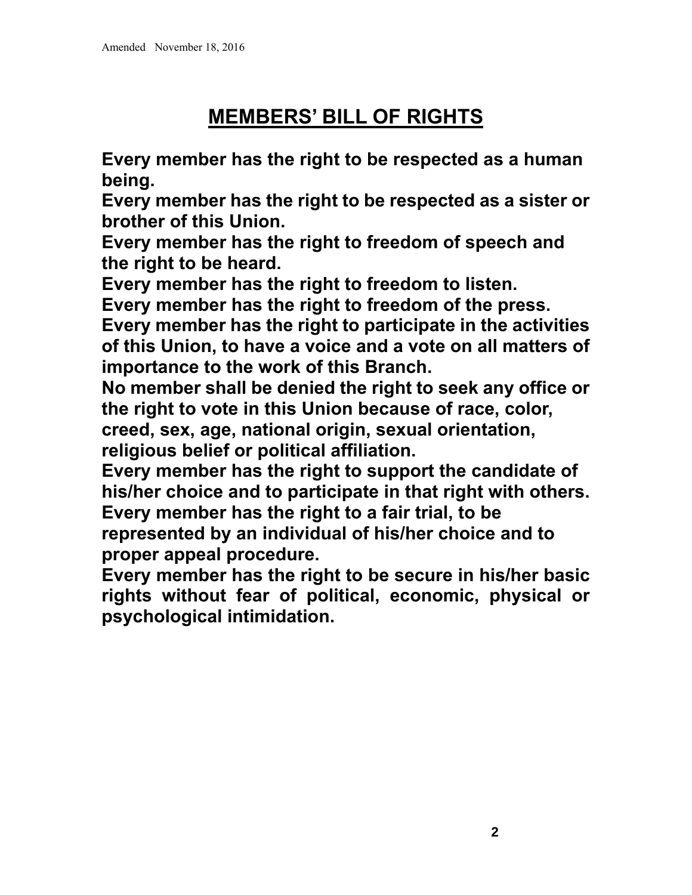Amended November 18, 2016

# MEMBERS' BILL OF RIGHTS

**Every member has the right to be respected as a human being.**

**Every member has the right to be respected as a sister or brother of this Union.**

**Every member has the right to freedom of speech and the right to be heard.**

**Every member has the right to freedom to listen.**

**Every member has the right to freedom of the press.**

**Every member has the right to participate in the activities of this Union, to have a voice and a vote on all matters of importance to the work of this Branch.**

**No member shall be denied the right to seek any office or the right to vote in this Union because of race, color, creed, sex, age, national origin, sexual orientation, religious belief or political affiliation.**

**Every member has the right to support the candidate of his/her choice and to participate in that right with others.**

**Every member has the right to a fair trial, to be represented by an individual of his/her choice and to proper appeal procedure.**

**Every member has the right to be secure in his/her basic rights without fear of political, economic, physical or psychological intimidation.**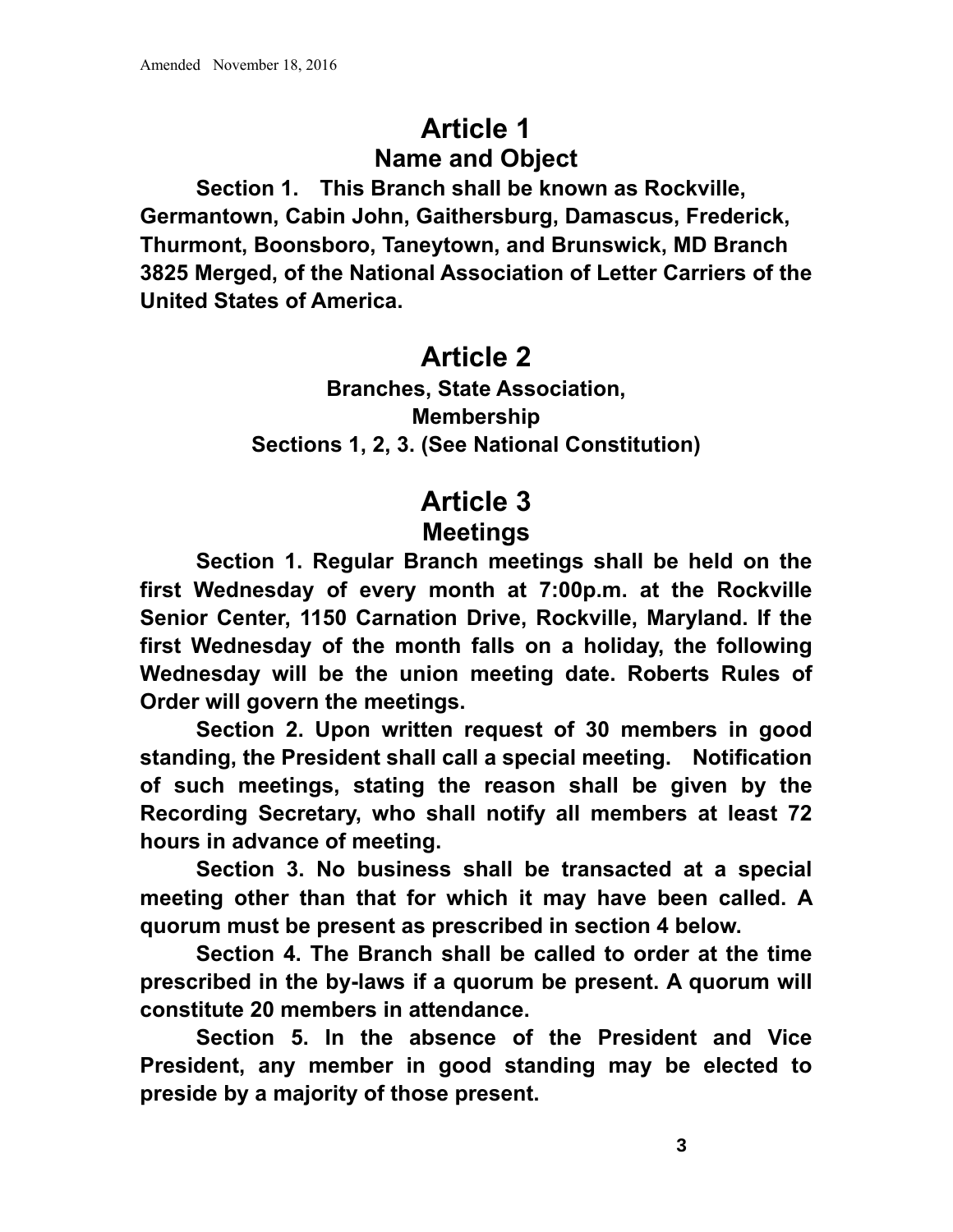# Article 1

## Name and Object

**Section 1. This Branch shall be known as Rockville, Germantown, Cabin John, Gaithersburg, Damascus, Frederick, Thurmont, Boonsboro, Taneytown, and Brunswick, MD Branch 3825 Merged, of the National Association of Letter Carriers of the United States of America.**

# Article 2

## Branches, State Association, Membership

**Sections 1, 2, 3. (See National Constitution)**

# Article 3

## Meetings

**Section 1. Regular Branch meetings shall be held on the first Wednesday of every month at 7:00p.m. at the Rockville Senior Center, 1150 Carnation Drive, Rockville, Maryland. If the first Wednesday of the month falls on a holiday, the following Wednesday will be the union meeting date. Roberts Rules of Order will govern the meetings.**

**Section 2. Upon written request of 30 members in good standing, the President shall call a special meeting. Notification of such meetings, stating the reason shall be given by the Recording Secretary, who shall notify all members at least 72 hours in advance of meeting.**

**Section 3. No business shall be transacted at a special meeting other than that for which it may have been called. A quorum must be present as prescribed in section 4 below.**

**Section 4. The Branch shall be called to order at the time prescribed in the by-laws if a quorum be present. A quorum will constitute 20 members in attendance.**

**Section 5. In the absence of the President and Vice President, any member in good standing may be elected to preside by a majority of those present.**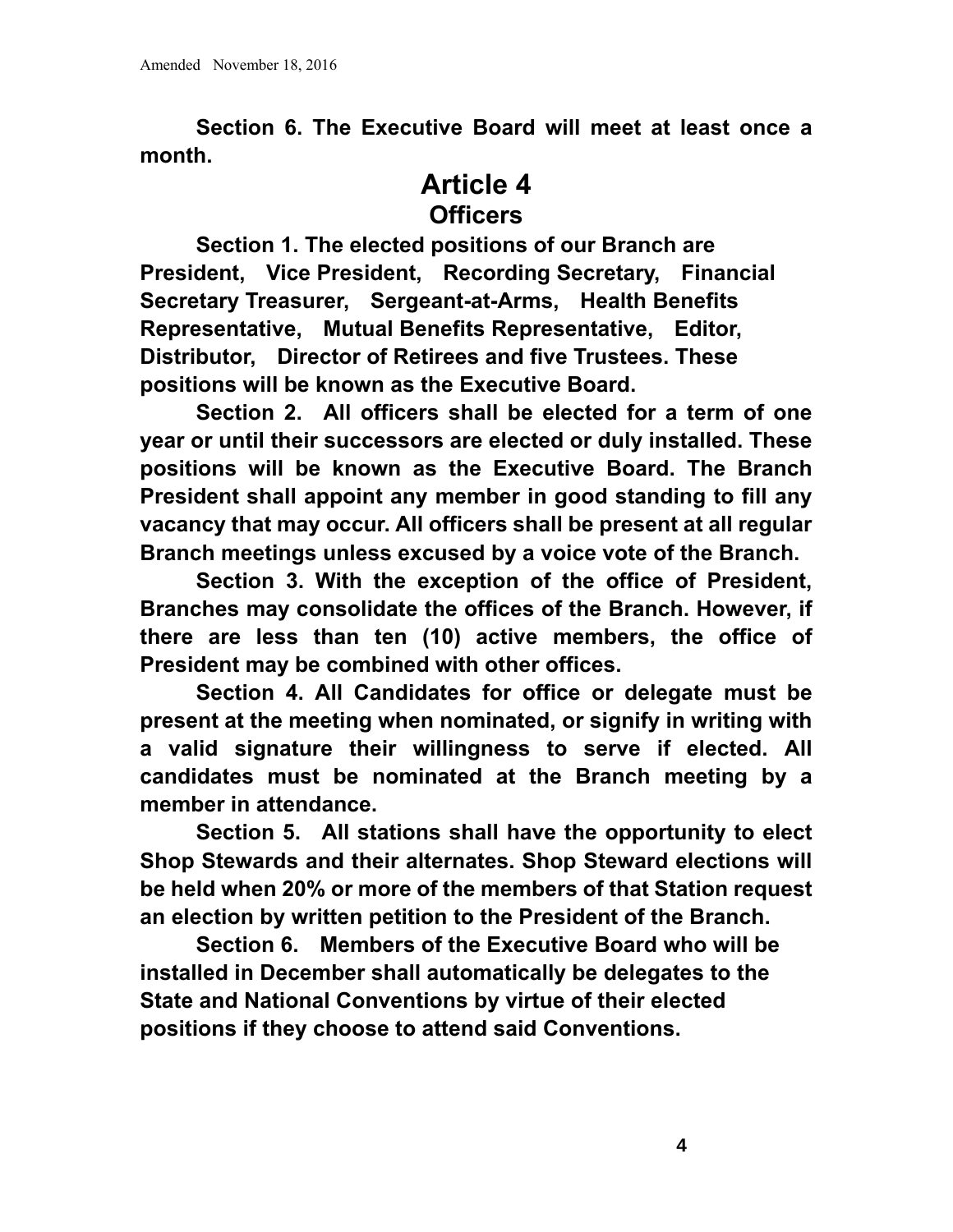**Section 6. The Executive Board will meet at least once a month.**

# Article 4
## Officers

**Section 1. The elected positions of our Branch are President, Vice President, Recording Secretary, Financial Secretary Treasurer, Sergeant-at-Arms, Health Benefits Representative, Mutual Benefits Representative, Editor, Distributor, Director of Retirees and five Trustees. These positions will be known as the Executive Board.**

**Section 2. All officers shall be elected for a term of one year or until their successors are elected or duly installed. These positions will be known as the Executive Board. The Branch President shall appoint any member in good standing to fill any vacancy that may occur. All officers shall be present at all regular Branch meetings unless excused by a voice vote of the Branch.**

**Section 3. With the exception of the office of President, Branches may consolidate the offices of the Branch. However, if there are less than ten (10) active members, the office of President may be combined with other offices.**

**Section 4. All Candidates for office or delegate must be present at the meeting when nominated, or signify in writing with a valid signature their willingness to serve if elected. All candidates must be nominated at the Branch meeting by a member in attendance.**

**Section 5. All stations shall have the opportunity to elect Shop Stewards and their alternates. Shop Steward elections will be held when 20% or more of the members of that Station request an election by written petition to the President of the Branch.**

**Section 6. Members of the Executive Board who will be installed in December shall automatically be delegates to the State and National Conventions by virtue of their elected positions if they choose to attend said Conventions.**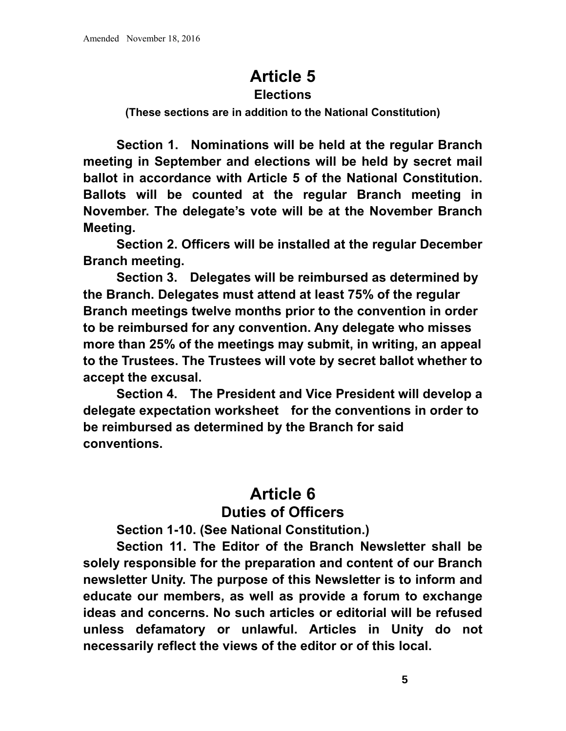Amended November 18, 2016

# Article 5
## Elections

**(These sections are in addition to the National Constitution)**

**Section 1. Nominations will be held at the regular Branch meeting in September and elections will be held by secret mail ballot in accordance with Article 5 of the National Constitution. Ballots will be counted at the regular Branch meeting in November. The delegate's vote will be at the November Branch Meeting.**

**Section 2. Officers will be installed at the regular December Branch meeting.**

**Section 3. Delegates will be reimbursed as determined by the Branch. Delegates must attend at least 75% of the regular Branch meetings twelve months prior to the convention in order to be reimbursed for any convention. Any delegate who misses more than 25% of the meetings may submit, in writing, an appeal to the Trustees. The Trustees will vote by secret ballot whether to accept the excusal.**

**Section 4. The President and Vice President will develop a delegate expectation worksheet for the conventions in order to be reimbursed as determined by the Branch for said conventions.**

# Article 6
## Duties of Officers

**Section 1-10. (See National Constitution.)**

**Section 11. The Editor of the Branch Newsletter shall be solely responsible for the preparation and content of our Branch newsletter Unity. The purpose of this Newsletter is to inform and educate our members, as well as provide a forum to exchange ideas and concerns. No such articles or editorial will be refused unless defamatory or unlawful. Articles in Unity do not necessarily reflect the views of the editor or of this local.**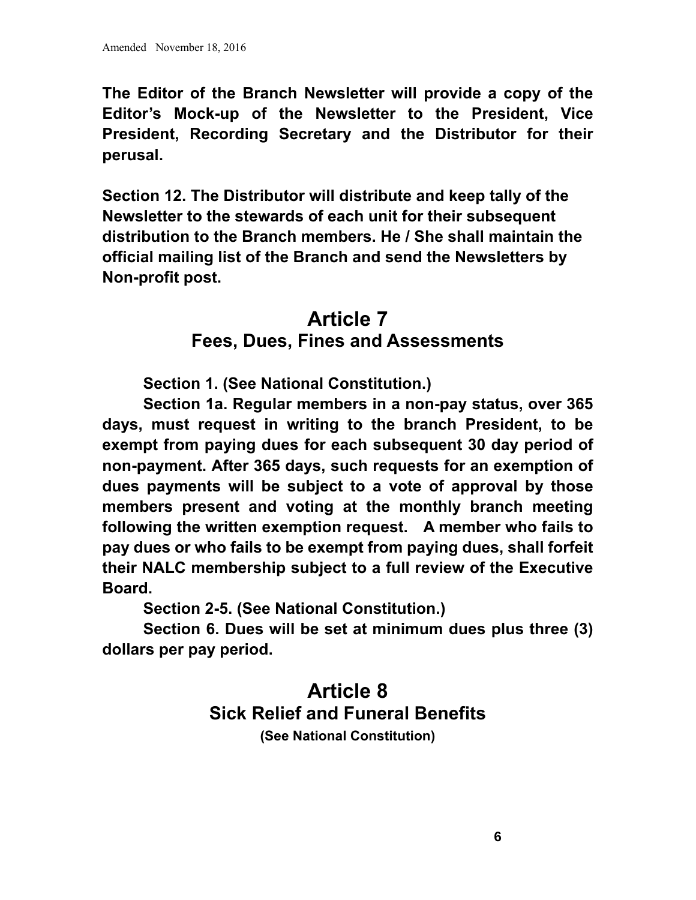**The Editor of the Branch Newsletter will provide a copy of the Editor's Mock-up of the Newsletter to the President, Vice President, Recording Secretary and the Distributor for their perusal.**

**Section 12. The Distributor will distribute and keep tally of the Newsletter to the stewards of each unit for their subsequent distribution to the Branch members. He / She shall maintain the official mailing list of the Branch and send the Newsletters by Non-profit post.**

## Article 7
### Fees, Dues, Fines and Assessments

**Section 1. (See National Constitution.)**

**Section 1a. Regular members in a non-pay status, over 365 days, must request in writing to the branch President, to be exempt from paying dues for each subsequent 30 day period of non-payment. After 365 days, such requests for an exemption of dues payments will be subject to a vote of approval by those members present and voting at the monthly branch meeting following the written exemption request. A member who fails to pay dues or who fails to be exempt from paying dues, shall forfeit their NALC membership subject to a full review of the Executive Board.**

**Section 2-5. (See National Constitution.)**

**Section 6. Dues will be set at minimum dues plus three (3) dollars per pay period.**

## Article 8
### Sick Relief and Funeral Benefits

**(See National Constitution)**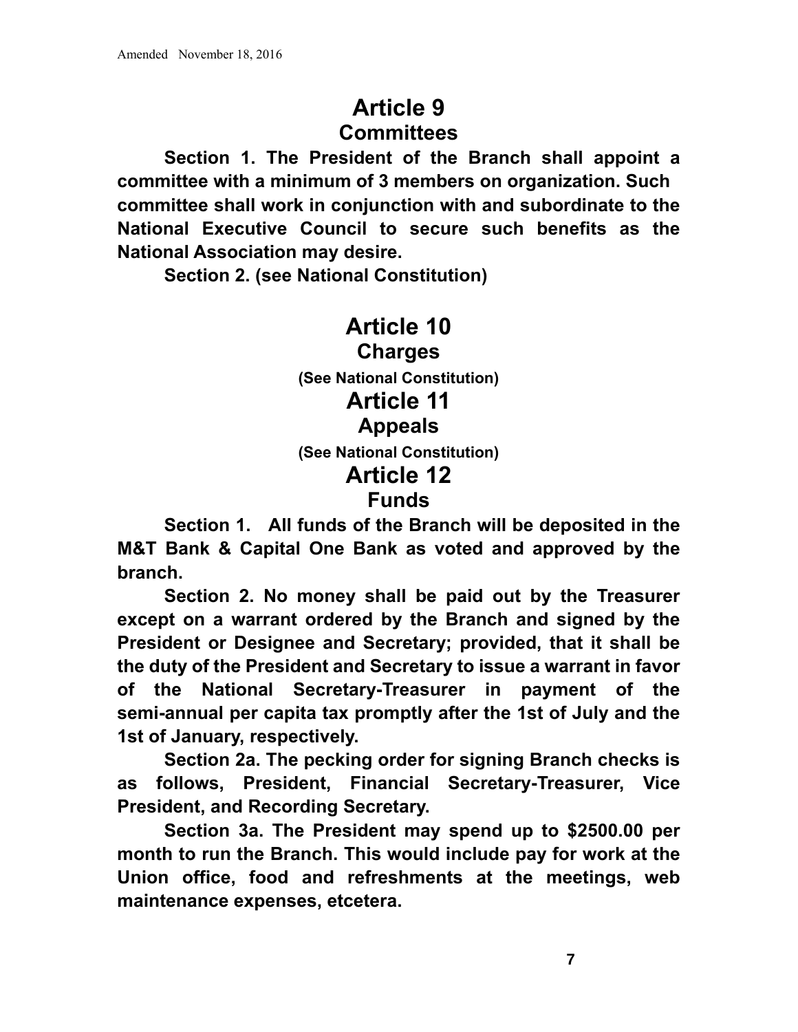# Article 9

## Committees

**Section 1. The President of the Branch shall appoint a committee with a minimum of 3 members on organization. Such committee shall work in conjunction with and subordinate to the National Executive Council to secure such benefits as the National Association may desire.**

**Section 2. (see National Constitution)**

# Article 10

## Charges

**(See National Constitution)**

# Article 11

## Appeals

**(See National Constitution)**

# Article 12

## Funds

**Section 1. All funds of the Branch will be deposited in the M&T Bank & Capital One Bank as voted and approved by the branch.**

**Section 2. No money shall be paid out by the Treasurer except on a warrant ordered by the Branch and signed by the President or Designee and Secretary; provided, that it shall be the duty of the President and Secretary to issue a warrant in favor of the National Secretary-Treasurer in payment of the semi-annual per capita tax promptly after the 1st of July and the 1st of January, respectively.**

**Section 2a. The pecking order for signing Branch checks is as follows, President, Financial Secretary-Treasurer, Vice President, and Recording Secretary.**

**Section 3a. The President may spend up to $2500.00 per month to run the Branch. This would include pay for work at the Union office, food and refreshments at the meetings, web maintenance expenses, etcetera.**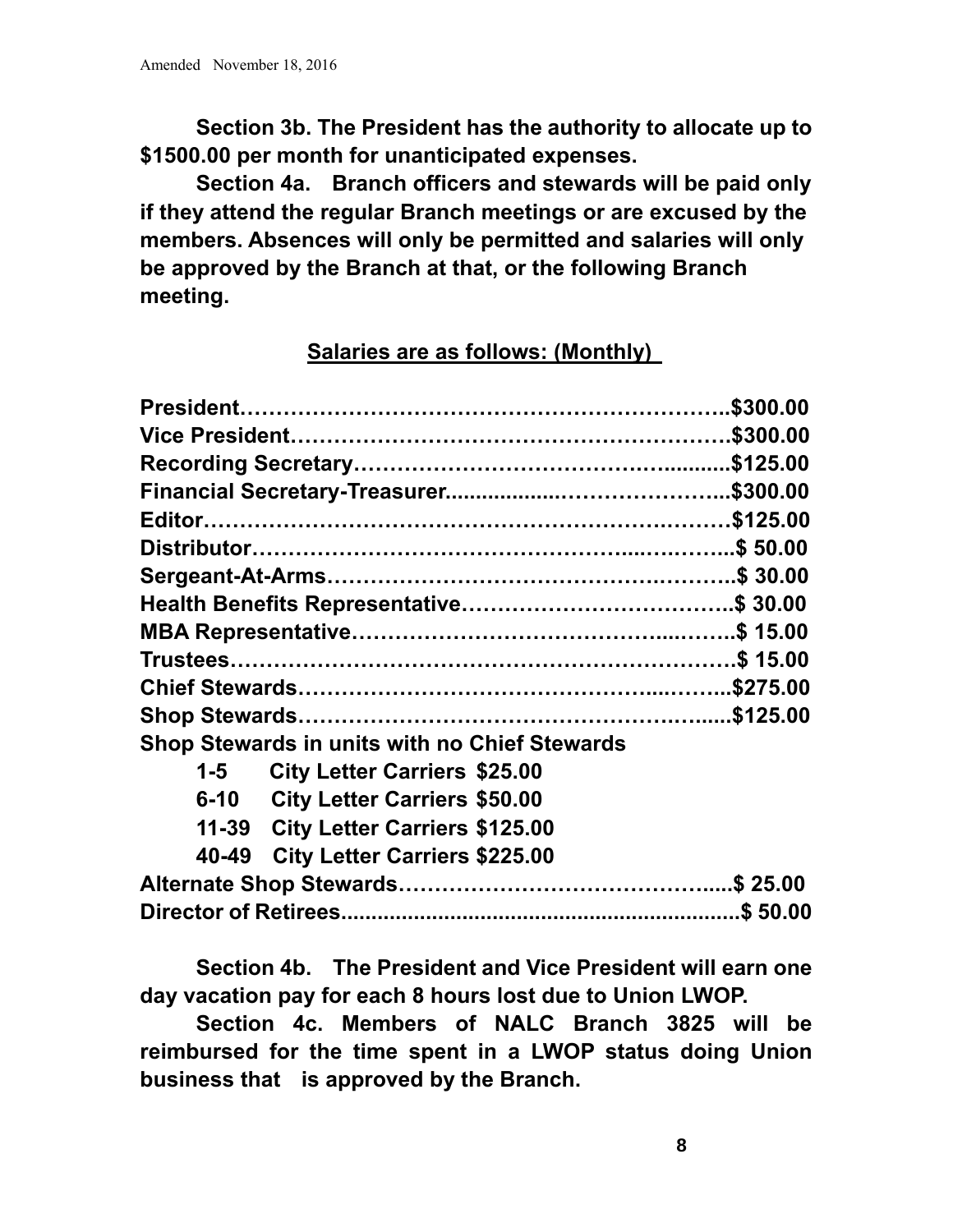**Section 3b. The President has the authority to allocate up to $1500.00 per month for unanticipated expenses.**

**Section 4a. Branch officers and stewards will be paid only if they attend the regular Branch meetings or are excused by the members. Absences will only be permitted and salaries will only be approved by the Branch at that, or the following Branch meeting.**

**<u>Salaries are as follows: (Monthly)</u>**

**President……………………………………………………….$300.00**
**Vice President…………………………………………………$300.00**
**Recording Secretary…………………………………...........$125.00**
**Financial Secretary-Treasurer.................…………………..$300.00**
**Editor…………………………………………………….………$125.00**
**Distributor………………………………………...….……...$ 50.00**
**Sergeant-At-Arms……………………………………..……….$ 30.00**
**Health Benefits Representative……………………………..$ 30.00**
**MBA Representative…………………………………...……..$ 15.00**
**Trustees………………………………………………………….$ 15.00**
**Chief Stewards…………………………………………....……..$275.00**
**Shop Stewards……………………………………………….......$125.00**
**Shop Stewards in units with no Chief Stewards**
**1-5 City Letter Carriers $25.00**
**6-10 City Letter Carriers $50.00**
**11-39 City Letter Carriers $125.00**
**40-49 City Letter Carriers $225.00**
**Alternate Shop Stewards……………………………………......$ 25.00**
**Director of Retirees..................................................................$ 50.00**

**Section 4b. The President and Vice President will earn one day vacation pay for each 8 hours lost due to Union LWOP.**

**Section 4c. Members of NALC Branch 3825 will be reimbursed for the time spent in a LWOP status doing Union business that is approved by the Branch.**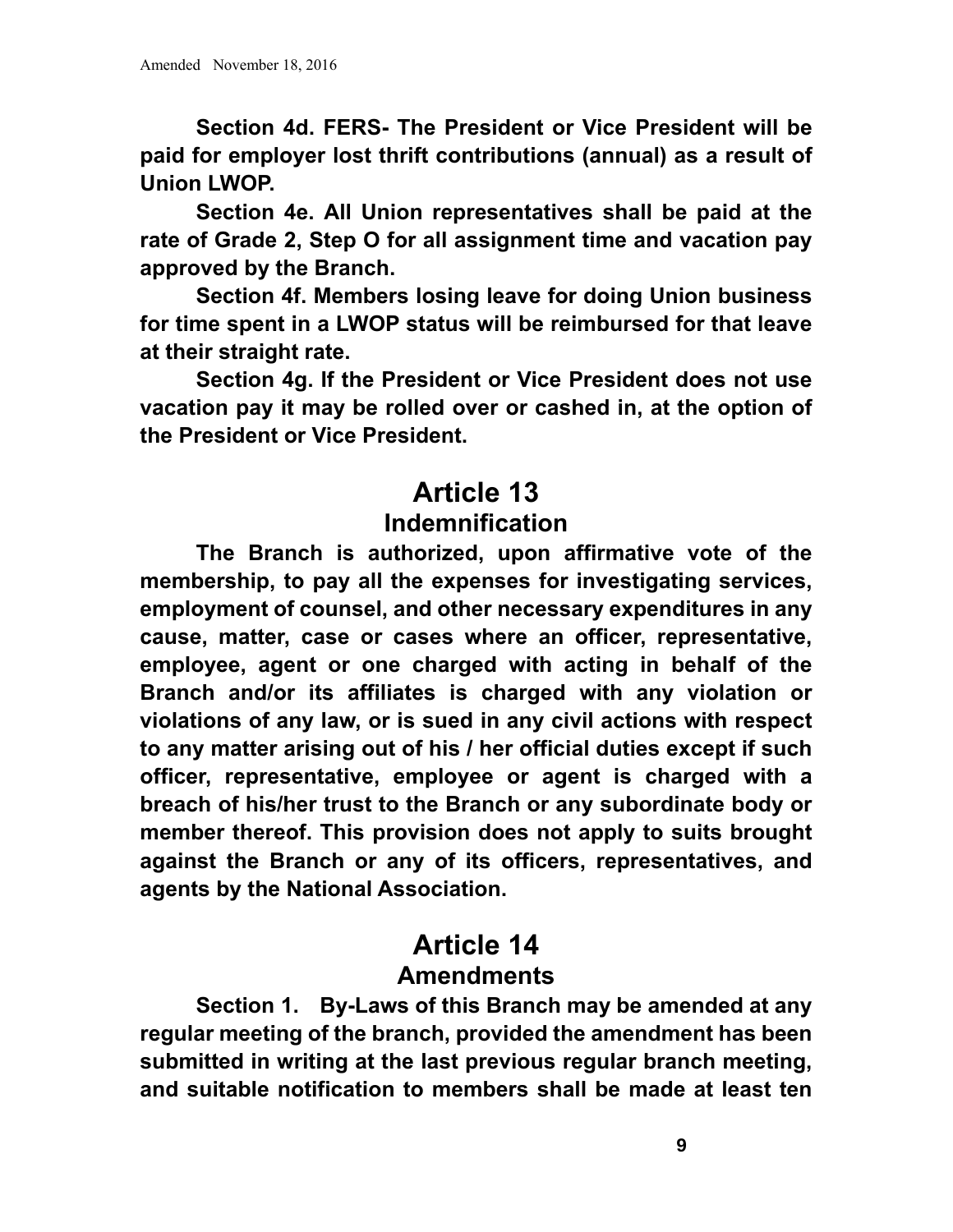**Section 4d. FERS- The President or Vice President will be paid for employer lost thrift contributions (annual) as a result of Union LWOP.**

**Section 4e. All Union representatives shall be paid at the rate of Grade 2, Step O for all assignment time and vacation pay approved by the Branch.**

**Section 4f. Members losing leave for doing Union business for time spent in a LWOP status will be reimbursed for that leave at their straight rate.**

**Section 4g. If the President or Vice President does not use vacation pay it may be rolled over or cashed in, at the option of the President or Vice President.**

# Article 13
## Indemnification

**The Branch is authorized, upon affirmative vote of the membership, to pay all the expenses for investigating services, employment of counsel, and other necessary expenditures in any cause, matter, case or cases where an officer, representative, employee, agent or one charged with acting in behalf of the Branch and/or its affiliates is charged with any violation or violations of any law, or is sued in any civil actions with respect to any matter arising out of his / her official duties except if such officer, representative, employee or agent is charged with a breach of his/her trust to the Branch or any subordinate body or member thereof. This provision does not apply to suits brought against the Branch or any of its officers, representatives, and agents by the National Association.**

# Article 14
## Amendments

**Section 1. By-Laws of this Branch may be amended at any regular meeting of the branch, provided the amendment has been submitted in writing at the last previous regular branch meeting, and suitable notification to members shall be made at least ten**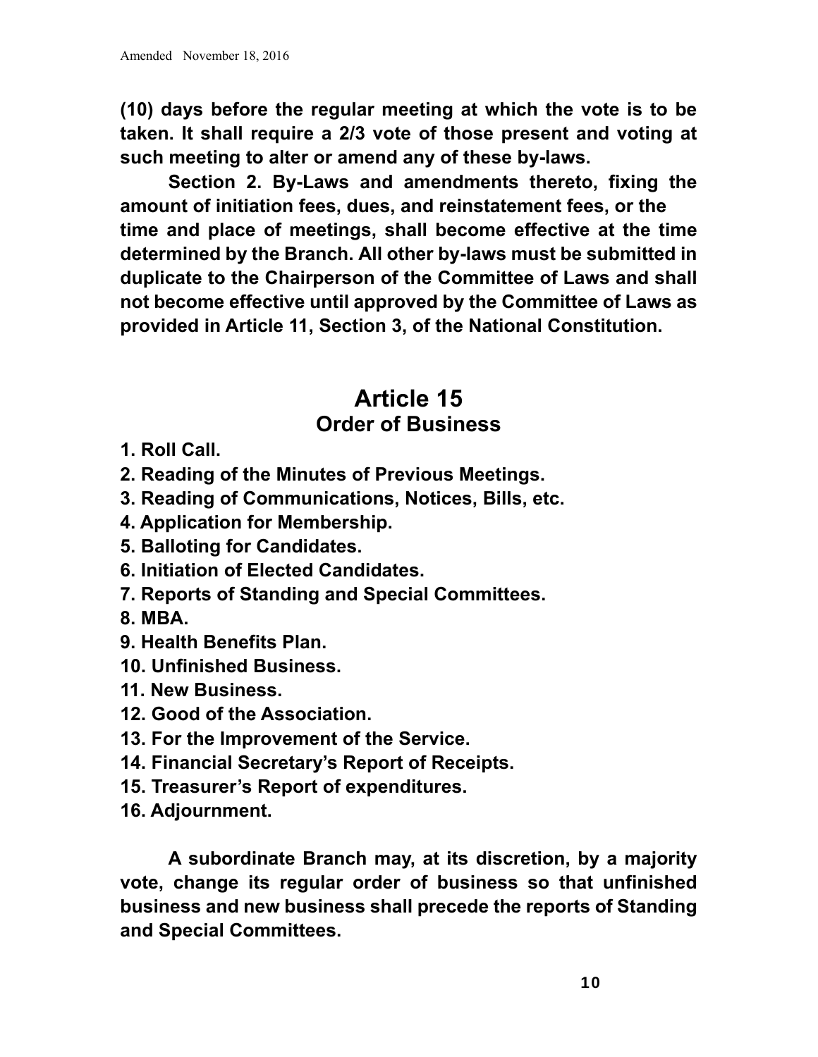**(10) days before the regular meeting at which the vote is to be taken. It shall require a 2/3 vote of those present and voting at such meeting to alter or amend any of these by-laws.**

**Section 2. By-Laws and amendments thereto, fixing the amount of initiation fees, dues, and reinstatement fees, or the time and place of meetings, shall become effective at the time determined by the Branch. All other by-laws must be submitted in duplicate to the Chairperson of the Committee of Laws and shall not become effective until approved by the Committee of Laws as provided in Article 11, Section 3, of the National Constitution.**

# Article 15

## Order of Business

**1. Roll Call.**
**2. Reading of the Minutes of Previous Meetings.**
**3. Reading of Communications, Notices, Bills, etc.**
**4. Application for Membership.**
**5. Balloting for Candidates.**
**6. Initiation of Elected Candidates.**
**7. Reports of Standing and Special Committees.**
**8. MBA.**
**9. Health Benefits Plan.**
**10. Unfinished Business.**
**11. New Business.**
**12. Good of the Association.**
**13. For the Improvement of the Service.**
**14. Financial Secretary's Report of Receipts.**
**15. Treasurer's Report of expenditures.**
**16. Adjournment.**

**A subordinate Branch may, at its discretion, by a majority vote, change its regular order of business so that unfinished business and new business shall precede the reports of Standing and Special Committees.**